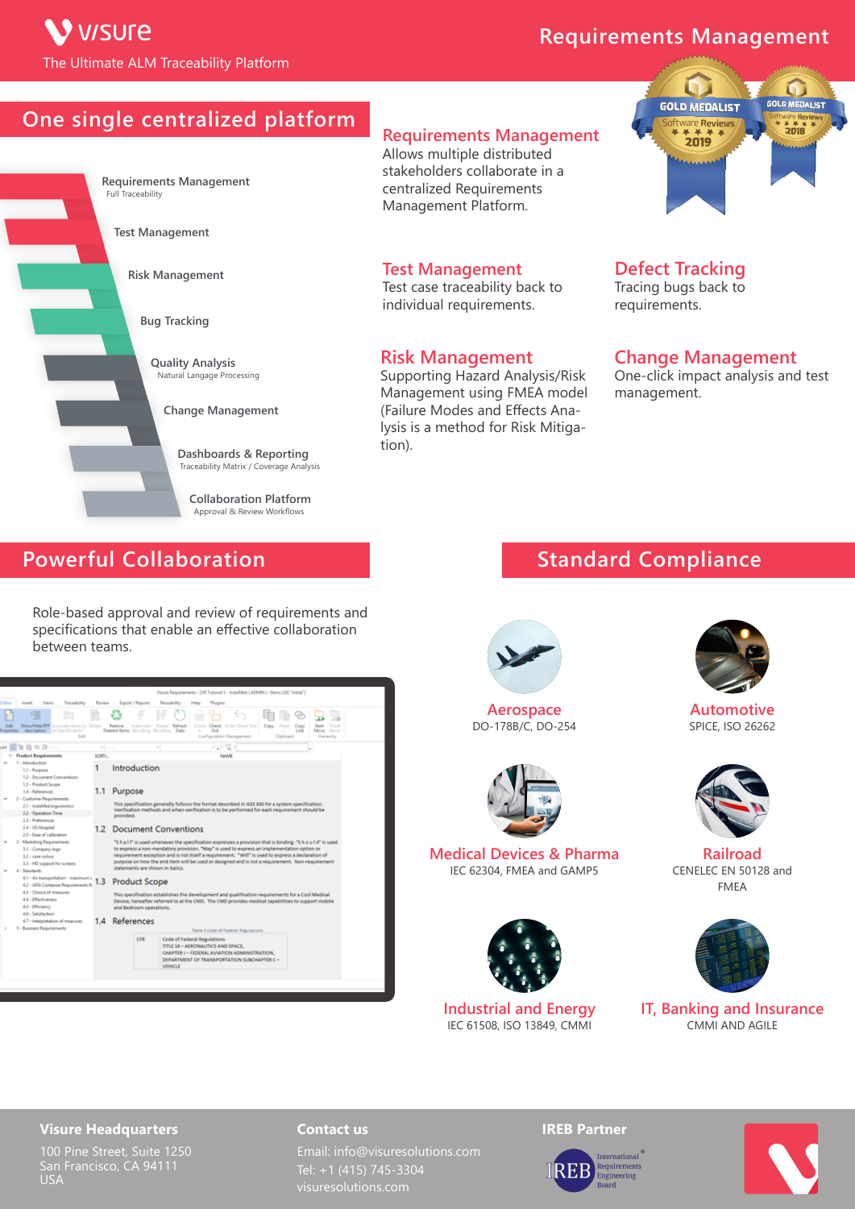visure

The Ultimate ALM Traceability Platform

# Requirements Management

GOLD MEDALIST Software Reviews 2019

GOLD MEDALIST Software Reviews 2018

## One single centralized platform

- Requirements Management
  - Full Traceability
- Test Management
- Risk Management
- Bug Tracking
- Quality Analysis
  - Natural Langage Processing
- Change Management
- Dashboards & Reporting
  - Traceability Matrix / Coverage Analysis
- Collaboration Platform
  - Approval & Review Workflows

### Requirements Management

Allows multiple distributed stakeholders collaborate in a centralized Requirements Management Platform.

### Test Management

Test case traceability back to individual requirements.

### Defect Tracking

Tracing bugs back to requirements.

### Risk Management

Supporting Hazard Analysis/Risk Management using FMEA model (Failure Modes and Effects Analysis is a method for Risk Mitigation).

### Change Management

One-click impact analysis and test management.

## Powerful Collaboration

Role-based approval and review of requirements and specifications that enable an effective collaboration between teams.

## Standard Compliance

**Aerospace**
DO-178B/C, DO-254

**Automotive**
SPICE, ISO 26262

**Medical Devices & Pharma**
IEC 62304, FMEA and GAMP5

**Railroad**
CENELEC EN 50128 and FMEA

**Industrial and Energy**
IEC 61508, ISO 13849, CMMI

**IT, Banking and Insurance**
CMMI AND AGILE

**Visure Headquarters**
100 Pine Street, Suite 1250
San Francisco, CA 94111
USA

**Contact us**
Email: info@visuresolutions.com
Tel: +1 (415) 745-3304
visuresolutions.com

**IREB Partner**
IREB International Requirements Engineering Board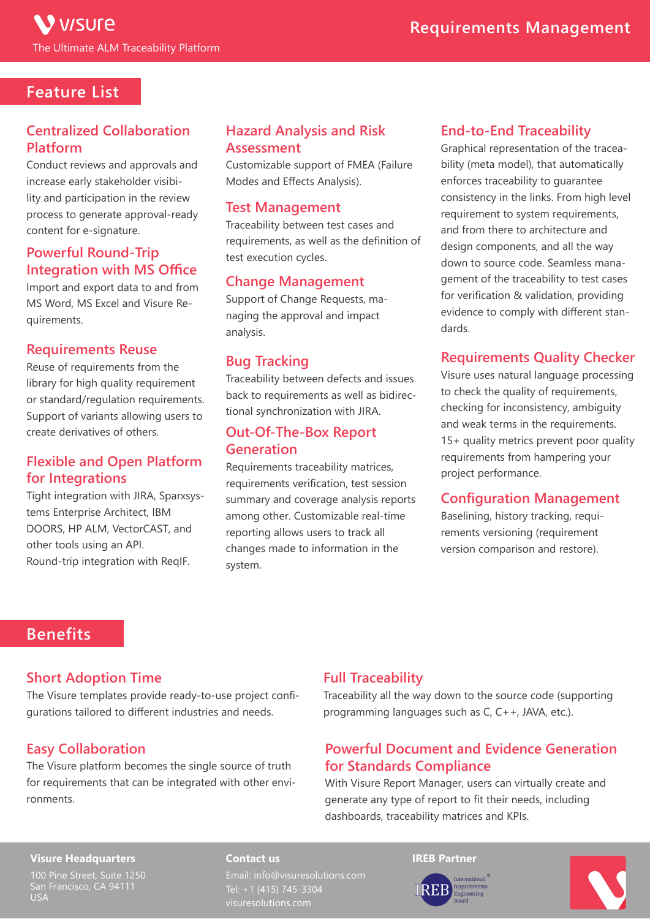visure

The Ultimate ALM Traceability Platform

Requirements Management

## Feature List

### Centralized Collaboration Platform

Conduct reviews and approvals and increase early stakeholder visibility and participation in the review process to generate approval-ready content for e-signature.

### Powerful Round-Trip Integration with MS Office

Import and export data to and from MS Word, MS Excel and Visure Requirements.

### Requirements Reuse

Reuse of requirements from the library for high quality requirement or standard/regulation requirements. Support of variants allowing users to create derivatives of others.

### Flexible and Open Platform for Integrations

Tight integration with JIRA, Sparxsystems Enterprise Architect, IBM DOORS, HP ALM, VectorCAST, and other tools using an API.
Round-trip integration with ReqIF.

### Hazard Analysis and Risk Assessment

Customizable support of FMEA (Failure Modes and Effects Analysis).

### Test Management

Traceability between test cases and requirements, as well as the definition of test execution cycles.

### Change Management

Support of Change Requests, managing the approval and impact analysis.

### Bug Tracking

Traceability between defects and issues back to requirements as well as bidirectional synchronization with JIRA.

### Out-Of-The-Box Report Generation

Requirements traceability matrices, requirements verification, test session summary and coverage analysis reports among other. Customizable real-time reporting allows users to track all changes made to information in the system.

### End-to-End Traceability

Graphical representation of the traceability (meta model), that automatically enforces traceability to guarantee consistency in the links. From high level requirement to system requirements, and from there to architecture and design components, and all the way down to source code. Seamless management of the traceability to test cases for verification & validation, providing evidence to comply with different standards.

### Requirements Quality Checker

Visure uses natural language processing to check the quality of requirements, checking for inconsistency, ambiguity and weak terms in the requirements. 15+ quality metrics prevent poor quality requirements from hampering your project performance.

### Configuration Management

Baselining, history tracking, requirements versioning (requirement version comparison and restore).

## Benefits

### Short Adoption Time

The Visure templates provide ready-to-use project configurations tailored to different industries and needs.

### Easy Collaboration

The Visure platform becomes the single source of truth for requirements that can be integrated with other environments.

### Full Traceability

Traceability all the way down to the source code (supporting programming languages such as C, C++, JAVA, etc.).

### Powerful Document and Evidence Generation for Standards Compliance

With Visure Report Manager, users can virtually create and generate any type of report to fit their needs, including dashboards, traceability matrices and KPIs.

**Visure Headquarters**
100 Pine Street, Suite 1250
San Francisco, CA 94111
USA

**Contact us**
Email: info@visuresolutions.com
Tel: +1 (415) 745-3304
visuresolutions.com

**IREB Partner**
IREB International Requirements Engineering Board